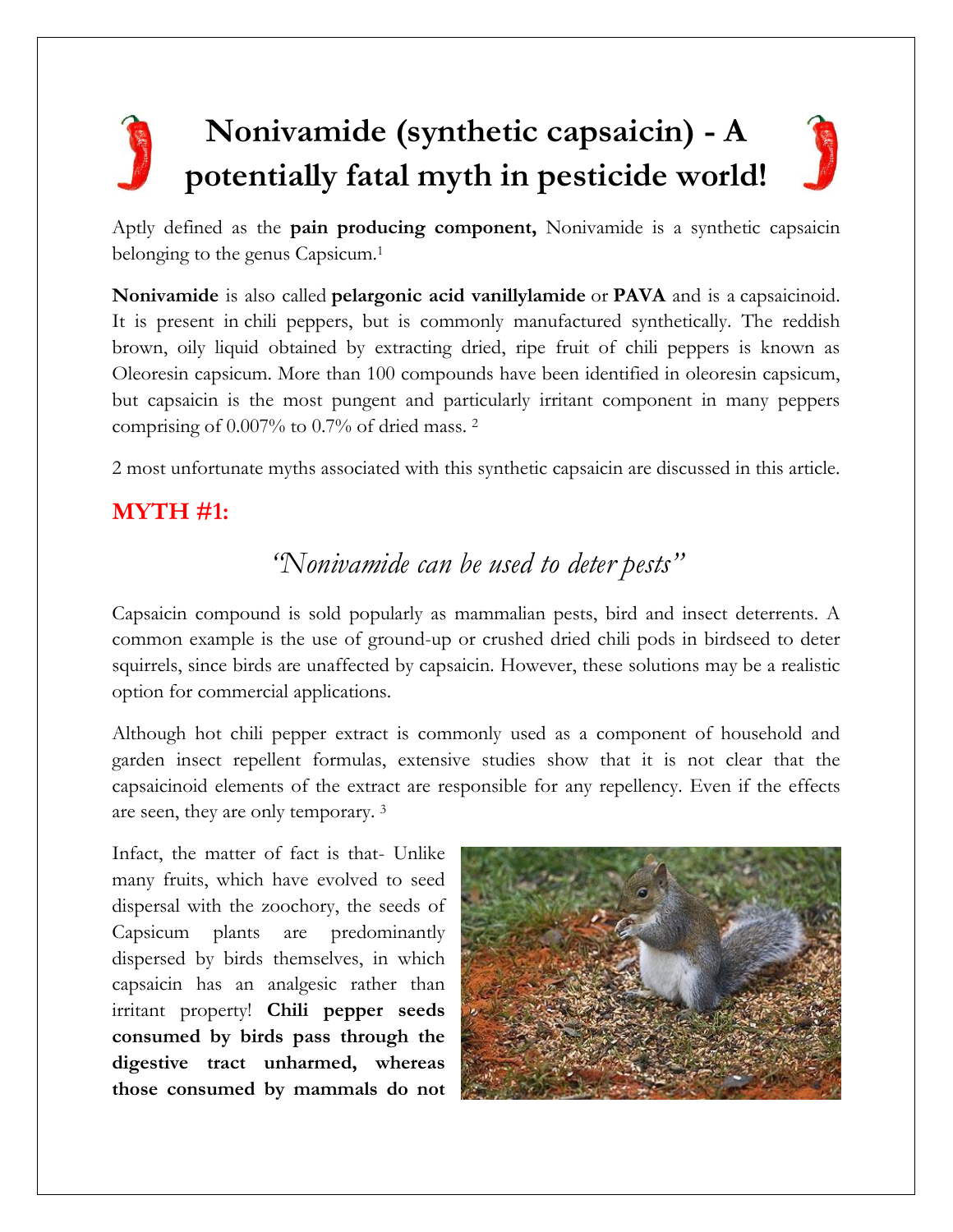# Nonivamide (synthetic capsaicin) - A potentially fatal myth in pesticide world!

Aptly defined as the **pain producing component,** Nonivamide is a synthetic capsaicin belonging to the genus Capsicum.[1]

**Nonivamide** is also called **pelargonic acid vanillylamide** or **PAVA** and is a capsaicinoid. It is present in chili peppers, but is commonly manufactured synthetically. The reddish brown, oily liquid obtained by extracting dried, ripe fruit of chili peppers is known as Oleoresin capsicum. More than 100 compounds have been identified in oleoresin capsicum, but capsaicin is the most pungent and particularly irritant component in many peppers comprising of 0.007% to 0.7% of dried mass. [2]

2 most unfortunate myths associated with this synthetic capsaicin are discussed in this article.

## MYTH #1:

*"Nonivamide can be used to deter pests"*

Capsaicin compound is sold popularly as mammalian pests, bird and insect deterrents. A common example is the use of ground-up or crushed dried chili pods in birdseed to deter squirrels, since birds are unaffected by capsaicin. However, these solutions may be a realistic option for commercial applications.

Although hot chili pepper extract is commonly used as a component of household and garden insect repellent formulas, extensive studies show that it is not clear that the capsaicinoid elements of the extract are responsible for any repellency. Even if the effects are seen, they are only temporary. [3]

Infact, the matter of fact is that- Unlike many fruits, which have evolved to seed dispersal with the zoochory, the seeds of Capsicum plants are predominantly dispersed by birds themselves, in which capsaicin has an analgesic rather than irritant property! **Chili pepper seeds consumed by birds pass through the digestive tract unharmed, whereas those consumed by mammals do not**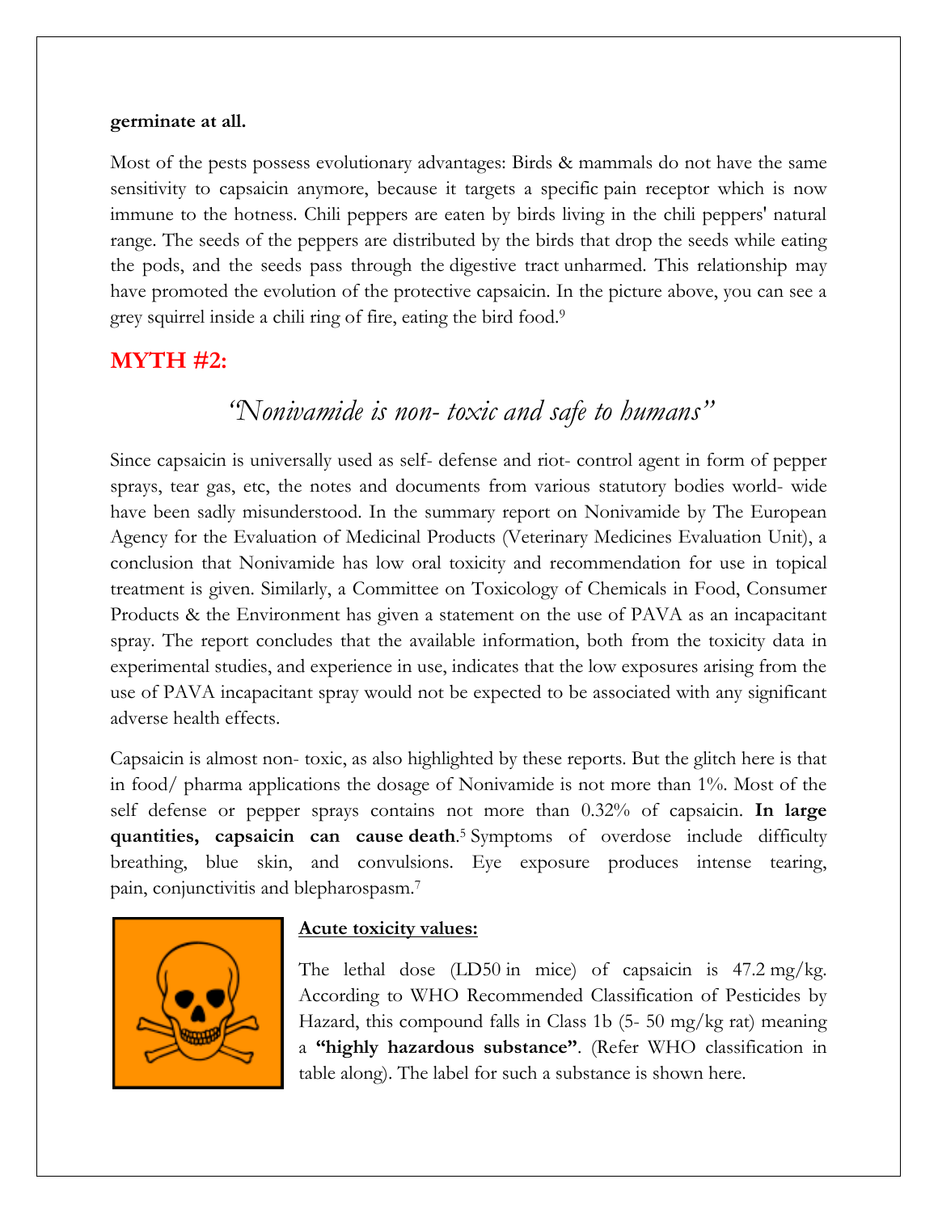**germinate at all.**

Most of the pests possess evolutionary advantages: Birds & mammals do not have the same sensitivity to capsaicin anymore, because it targets a specific pain receptor which is now immune to the hotness. Chili peppers are eaten by birds living in the chili peppers' natural range. The seeds of the peppers are distributed by the birds that drop the seeds while eating the pods, and the seeds pass through the digestive tract unharmed. This relationship may have promoted the evolution of the protective capsaicin. In the picture above, you can see a grey squirrel inside a chili ring of fire, eating the bird food.[9]

## MYTH #2:

### *"Nonivamide is non- toxic and safe to humans"*

Since capsaicin is universally used as self- defense and riot- control agent in form of pepper sprays, tear gas, etc, the notes and documents from various statutory bodies world- wide have been sadly misunderstood. In the summary report on Nonivamide by The European Agency for the Evaluation of Medicinal Products (Veterinary Medicines Evaluation Unit), a conclusion that Nonivamide has low oral toxicity and recommendation for use in topical treatment is given. Similarly, a Committee on Toxicology of Chemicals in Food, Consumer Products & the Environment has given a statement on the use of PAVA as an incapacitant spray. The report concludes that the available information, both from the toxicity data in experimental studies, and experience in use, indicates that the low exposures arising from the use of PAVA incapacitant spray would not be expected to be associated with any significant adverse health effects.

Capsaicin is almost non- toxic, as also highlighted by these reports. But the glitch here is that in food/ pharma applications the dosage of Nonivamide is not more than 1%. Most of the self defense or pepper sprays contains not more than 0.32% of capsaicin. **In large quantities, capsaicin can cause death**.[5] Symptoms of overdose include difficulty breathing, blue skin, and convulsions. Eye exposure produces intense tearing, pain, conjunctivitis and blepharospasm.[7]

**Acute toxicity values:**

The lethal dose (LD50 in mice) of capsaicin is 47.2 mg/kg. According to WHO Recommended Classification of Pesticides by Hazard, this compound falls in Class 1b (5- 50 mg/kg rat) meaning a **"highly hazardous substance"**. (Refer WHO classification in table along). The label for such a substance is shown here.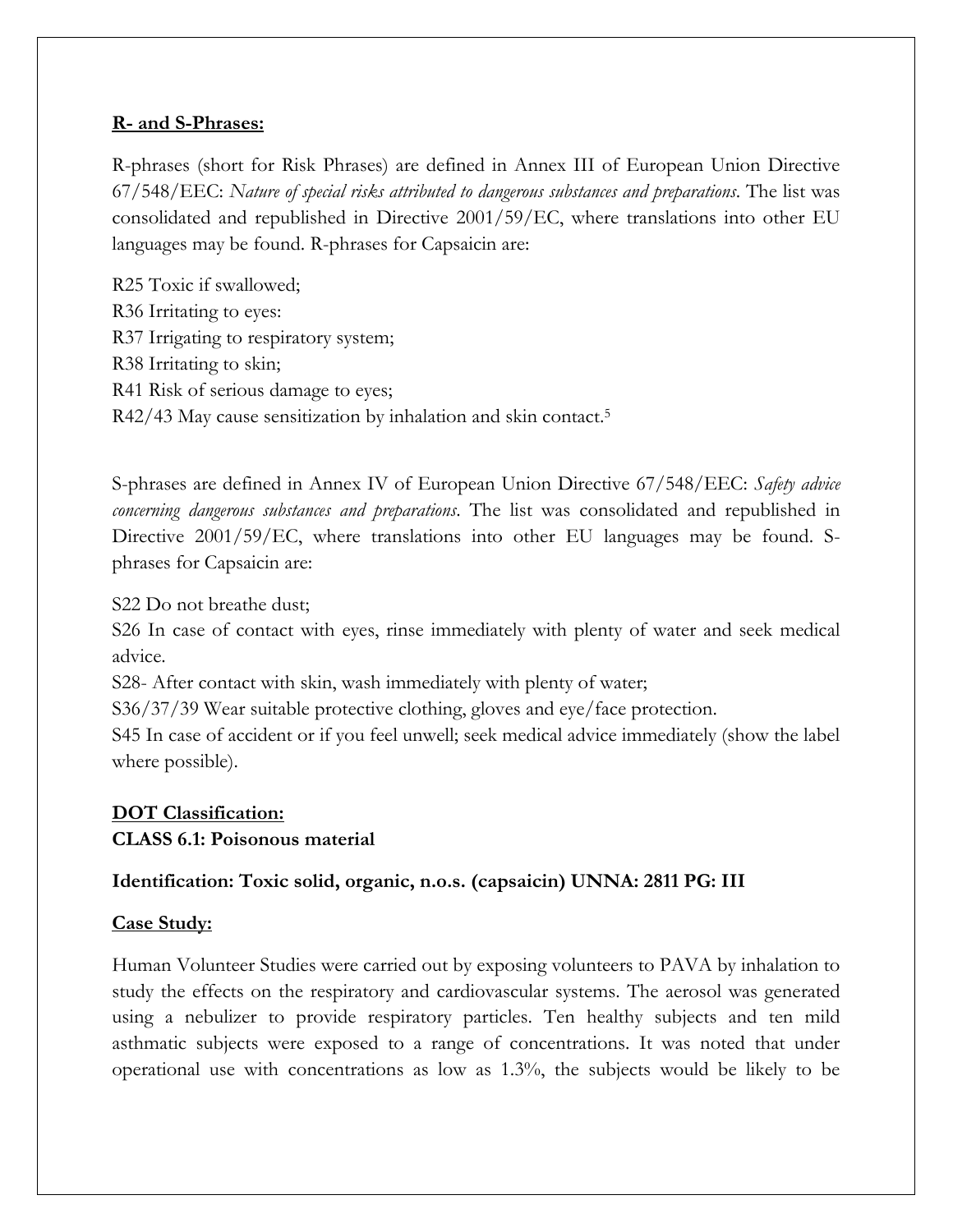**R- and S-Phrases:**

R-phrases (short for Risk Phrases) are defined in Annex III of European Union Directive 67/548/EEC: *Nature of special risks attributed to dangerous substances and preparations*. The list was consolidated and republished in Directive 2001/59/EC, where translations into other EU languages may be found. R-phrases for Capsaicin are:

R25 Toxic if swallowed;
R36 Irritating to eyes:
R37 Irrigating to respiratory system;
R38 Irritating to skin;
R41 Risk of serious damage to eyes;
R42/43 May cause sensitization by inhalation and skin contact.[5]

S-phrases are defined in Annex IV of European Union Directive 67/548/EEC: *Safety advice concerning dangerous substances and preparations*. The list was consolidated and republished in Directive 2001/59/EC, where translations into other EU languages may be found. S-phrases for Capsaicin are:

S22 Do not breathe dust;
S26 In case of contact with eyes, rinse immediately with plenty of water and seek medical advice.
S28- After contact with skin, wash immediately with plenty of water;
S36/37/39 Wear suitable protective clothing, gloves and eye/face protection.
S45 In case of accident or if you feel unwell; seek medical advice immediately (show the label where possible).

**DOT Classification:**

**CLASS 6.1: Poisonous material**

**Identification: Toxic solid, organic, n.o.s. (capsaicin) UNNA: 2811 PG: III**

**Case Study:**

Human Volunteer Studies were carried out by exposing volunteers to PAVA by inhalation to study the effects on the respiratory and cardiovascular systems. The aerosol was generated using a nebulizer to provide respiratory particles. Ten healthy subjects and ten mild asthmatic subjects were exposed to a range of concentrations. It was noted that under operational use with concentrations as low as 1.3%, the subjects would be likely to be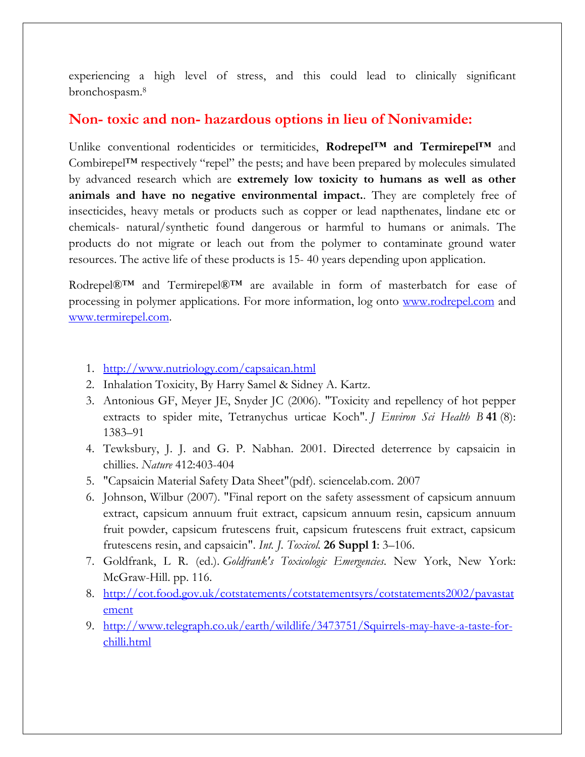experiencing a high level of stress, and this could lead to clinically significant bronchospasm.[8]

## Non- toxic and non- hazardous options in lieu of Nonivamide:

Unlike conventional rodenticides or termiticides, **Rodrepel™ and Termirepel™** and Combirepel™ respectively "repel" the pests; and have been prepared by molecules simulated by advanced research which are **extremely low toxicity to humans as well as other animals and have no negative environmental impact.**. They are completely free of insecticides, heavy metals or products such as copper or lead napthenates, lindane etc or chemicals- natural/synthetic found dangerous or harmful to humans or animals. The products do not migrate or leach out from the polymer to contaminate ground water resources. The active life of these products is 15- 40 years depending upon application.

Rodrepel®™ and Termirepel®™ are available in form of masterbatch for ease of processing in polymer applications. For more information, log onto [www.rodrepel.com](http://www.rodrepel.com) and [www.termirepel.com](http://www.termirepel.com).

1. [http://www.nutriology.com/capsaican.html](http://www.nutriology.com/capsaican.html)
2. Inhalation Toxicity, By Harry Samel & Sidney A. Kartz.
3. Antonious GF, Meyer JE, Snyder JC (2006). "Toxicity and repellency of hot pepper extracts to spider mite, Tetranychus urticae Koch". *J Environ Sci Health B* **41** (8): 1383–91
4. Tewksbury, J. J. and G. P. Nabhan. 2001. Directed deterrence by capsaicin in chillies. *Nature* 412:403-404
5. "Capsaicin Material Safety Data Sheet"(pdf). sciencelab.com. 2007
6. Johnson, Wilbur (2007). "Final report on the safety assessment of capsicum annuum extract, capsicum annuum fruit extract, capsicum annuum resin, capsicum annuum fruit powder, capsicum frutescens fruit, capsicum frutescens fruit extract, capsicum frutescens resin, and capsaicin". *Int. J. Toxicol.* **26 Suppl 1**: 3–106.
7. Goldfrank, L R. (ed.). *Goldfrank's Toxicologic Emergencies*. New York, New York: McGraw-Hill. pp. 116.
8. [http://cot.food.gov.uk/cotstatements/cotstatementsyrs/cotstatements2002/pavastatement](http://cot.food.gov.uk/cotstatements/cotstatementsyrs/cotstatements2002/pavastatement)
9. [http://www.telegraph.co.uk/earth/wildlife/3473751/Squirrels-may-have-a-taste-for-chilli.html](http://www.telegraph.co.uk/earth/wildlife/3473751/Squirrels-may-have-a-taste-for-chilli.html)